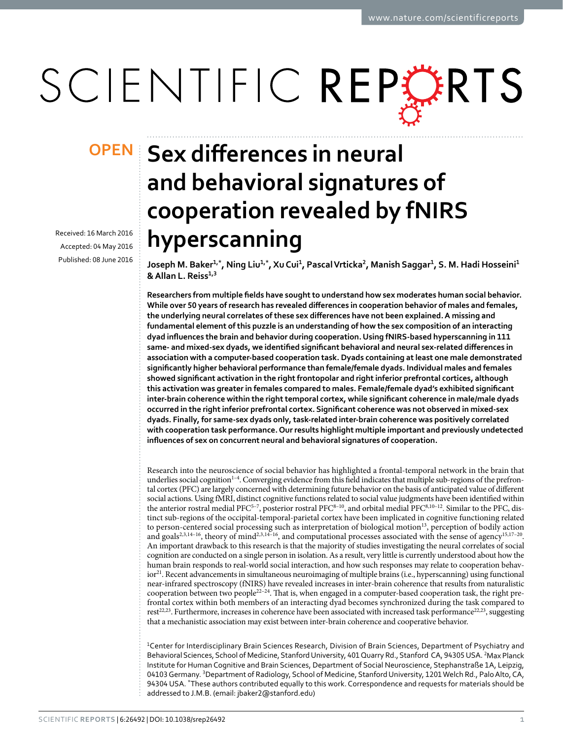OPEN

# Sex differences in neural and behavioral signatures of cooperation revealed by fNIRS hyperscanning

Received: 16 March 2016
Accepted: 04 May 2016
Published: 08 June 2016

**Joseph M. Baker[1,*], Ning Liu[1,*], Xu Cui[1], Pascal Vrticka[2], Manish Saggar[1], S. M. Hadi Hosseini[1] & Allan L. Reiss[1,3]**

**Researchers from multiple fields have sought to understand how sex moderates human social behavior. While over 50 years of research has revealed differences in cooperation behavior of males and females, the underlying neural correlates of these sex differences have not been explained. A missing and fundamental element of this puzzle is an understanding of how the sex composition of an interacting dyad influences the brain and behavior during cooperation. Using fNIRS-based hyperscanning in 111 same- and mixed-sex dyads, we identified significant behavioral and neural sex-related differences in association with a computer-based cooperation task. Dyads containing at least one male demonstrated significantly higher behavioral performance than female/female dyads. Individual males and females showed significant activation in the right frontopolar and right inferior prefrontal cortices, although this activation was greater in females compared to males. Female/female dyad's exhibited significant inter-brain coherence within the right temporal cortex, while significant coherence in male/male dyads occurred in the right inferior prefrontal cortex. Significant coherence was not observed in mixed-sex dyads. Finally, for same-sex dyads only, task-related inter-brain coherence was positively correlated with cooperation task performance. Our results highlight multiple important and previously undetected influences of sex on concurrent neural and behavioral signatures of cooperation.**

Research into the neuroscience of social behavior has highlighted a frontal-temporal network in the brain that underlies social cognition[1–4]. Converging evidence from this field indicates that multiple sub-regions of the prefrontal cortex (PFC) are largely concerned with determining future behavior on the basis of anticipated value of different social actions. Using fMRI, distinct cognitive functions related to social value judgments have been identified within the anterior rostral medial PFC[5–7], posterior rostral PFC[8–10], and orbital medial PFC[8,10–12]. Similar to the PFC, distinct sub-regions of the occipital-temporal-parietal cortex have been implicated in cognitive functioning related to person-centered social processing such as interpretation of biological motion[13], perception of bodily action and goals[2,3,14–16], theory of mind[2,3,14–16], and computational processes associated with the sense of agency[15,17–20]. An important drawback to this research is that the majority of studies investigating the neural correlates of social cognition are conducted on a single person in isolation. As a result, very little is currently understood about how the human brain responds to real-world social interaction, and how such responses may relate to cooperation behavior[21]. Recent advancements in simultaneous neuroimaging of multiple brains (i.e., hyperscanning) using functional near-infrared spectroscopy (fNIRS) have revealed increases in inter-brain coherence that results from naturalistic cooperation between two people[22–24]. That is, when engaged in a computer-based cooperation task, the right prefrontal cortex within both members of an interacting dyad becomes synchronized during the task compared to rest[22,23]. Furthermore, increases in coherence have been associated with increased task performance[22,23], suggesting that a mechanistic association may exist between inter-brain coherence and cooperative behavior.

[1]Center for Interdisciplinary Brain Sciences Research, Division of Brain Sciences, Department of Psychiatry and Behavioral Sciences, School of Medicine, Stanford University, 401 Quarry Rd., Stanford CA, 94305 USA. [2]Max Planck Institute for Human Cognitive and Brain Sciences, Department of Social Neuroscience, Stephanstraße 1A, Leipzig, 04103 Germany. [3]Department of Radiology, School of Medicine, Stanford University, 1201 Welch Rd., Palo Alto, CA, 94304 USA. *These authors contributed equally to this work. Correspondence and requests for materials should be addressed to J.M.B. (email: jbaker2@stanford.edu)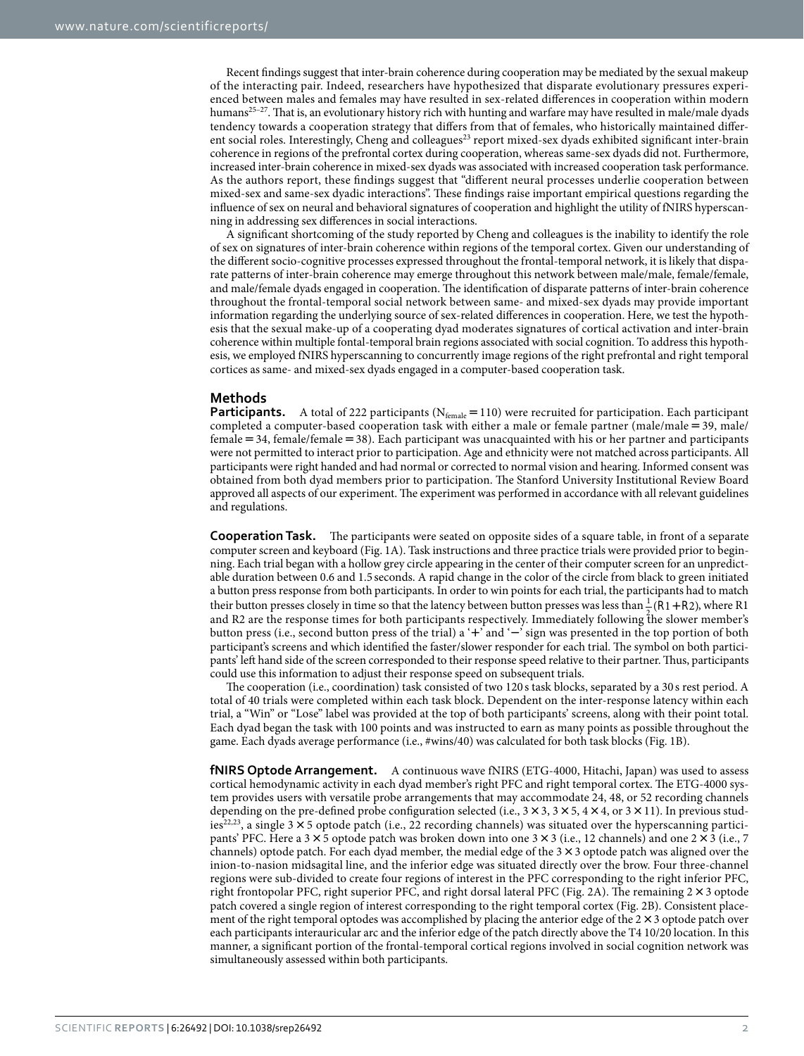Recent findings suggest that inter-brain coherence during cooperation may be mediated by the sexual makeup of the interacting pair. Indeed, researchers have hypothesized that disparate evolutionary pressures experienced between males and females may have resulted in sex-related differences in cooperation within modern humans[25–27]. That is, an evolutionary history rich with hunting and warfare may have resulted in male/male dyads tendency towards a cooperation strategy that differs from that of females, who historically maintained different social roles. Interestingly, Cheng and colleagues[23] report mixed-sex dyads exhibited significant inter-brain coherence in regions of the prefrontal cortex during cooperation, whereas same-sex dyads did not. Furthermore, increased inter-brain coherence in mixed-sex dyads was associated with increased cooperation task performance. As the authors report, these findings suggest that "different neural processes underlie cooperation between mixed-sex and same-sex dyadic interactions". These findings raise important empirical questions regarding the influence of sex on neural and behavioral signatures of cooperation and highlight the utility of fNIRS hyperscanning in addressing sex differences in social interactions.

A significant shortcoming of the study reported by Cheng and colleagues is the inability to identify the role of sex on signatures of inter-brain coherence within regions of the temporal cortex. Given our understanding of the different socio-cognitive processes expressed throughout the frontal-temporal network, it is likely that disparate patterns of inter-brain coherence may emerge throughout this network between male/male, female/female, and male/female dyads engaged in cooperation. The identification of disparate patterns of inter-brain coherence throughout the frontal-temporal social network between same- and mixed-sex dyads may provide important information regarding the underlying source of sex-related differences in cooperation. Here, we test the hypothesis that the sexual make-up of a cooperating dyad moderates signatures of cortical activation and inter-brain coherence within multiple fontal-temporal brain regions associated with social cognition. To address this hypothesis, we employed fNIRS hyperscanning to concurrently image regions of the right prefrontal and right temporal cortices as same- and mixed-sex dyads engaged in a computer-based cooperation task.

## Methods

**Participants.** A total of 222 participants ($N_{female} = 110$) were recruited for participation. Each participant completed a computer-based cooperation task with either a male or female partner (male/male = 39, male/female = 34, female/female = 38). Each participant was unacquainted with his or her partner and participants were not permitted to interact prior to participation. Age and ethnicity were not matched across participants. All participants were right handed and had normal or corrected to normal vision and hearing. Informed consent was obtained from both dyad members prior to participation. The Stanford University Institutional Review Board approved all aspects of our experiment. The experiment was performed in accordance with all relevant guidelines and regulations.

**Cooperation Task.** The participants were seated on opposite sides of a square table, in front of a separate computer screen and keyboard (Fig. 1A). Task instructions and three practice trials were provided prior to beginning. Each trial began with a hollow grey circle appearing in the center of their computer screen for an unpredictable duration between 0.6 and 1.5 seconds. A rapid change in the color of the circle from black to green initiated a button press response from both participants. In order to win points for each trial, the participants had to match their button presses closely in time so that the latency between button presses was less than $\frac{1}{2}(R1 + R2)$, where R1 and R2 are the response times for both participants respectively. Immediately following the slower member's button press (i.e., second button press of the trial) a '+' and '−' sign was presented in the top portion of both participant's screens and which identified the faster/slower responder for each trial. The symbol on both participants' left hand side of the screen corresponded to their response speed relative to their partner. Thus, participants could use this information to adjust their response speed on subsequent trials.

The cooperation (i.e., coordination) task consisted of two 120 s task blocks, separated by a 30 s rest period. A total of 40 trials were completed within each task block. Dependent on the inter-response latency within each trial, a "Win" or "Lose" label was provided at the top of both participants' screens, along with their point total. Each dyad began the task with 100 points and was instructed to earn as many points as possible throughout the game. Each dyads average performance (i.e., #wins/40) was calculated for both task blocks (Fig. 1B).

**fNIRS Optode Arrangement.** A continuous wave fNIRS (ETG-4000, Hitachi, Japan) was used to assess cortical hemodynamic activity in each dyad member's right PFC and right temporal cortex. The ETG-4000 system provides users with versatile probe arrangements that may accommodate 24, 48, or 52 recording channels depending on the pre-defined probe configuration selected (i.e., $3 \times 3$, $3 \times 5$, $4 \times 4$, or $3 \times 11$). In previous studies[22,23], a single $3 \times 5$ optode patch (i.e., 22 recording channels) was situated over the hyperscanning participants' PFC. Here a $3 \times 5$ optode patch was broken down into one $3 \times 3$ (i.e., 12 channels) and one $2 \times 3$ (i.e., 7 channels) optode patch. For each dyad member, the medial edge of the $3 \times 3$ optode patch was aligned over the inion-to-nasion midsagital line, and the inferior edge was situated directly over the brow. Four three-channel regions were sub-divided to create four regions of interest in the PFC corresponding to the right inferior PFC, right frontopolar PFC, right superior PFC, and right dorsal lateral PFC (Fig. 2A). The remaining $2 \times 3$ optode patch covered a single region of interest corresponding to the right temporal cortex (Fig. 2B). Consistent placement of the right temporal optodes was accomplished by placing the anterior edge of the $2 \times 3$ optode patch over each participants interauricular arc and the inferior edge of the patch directly above the T4 10/20 location. In this manner, a significant portion of the frontal-temporal cortical regions involved in social cognition network was simultaneously assessed within both participants.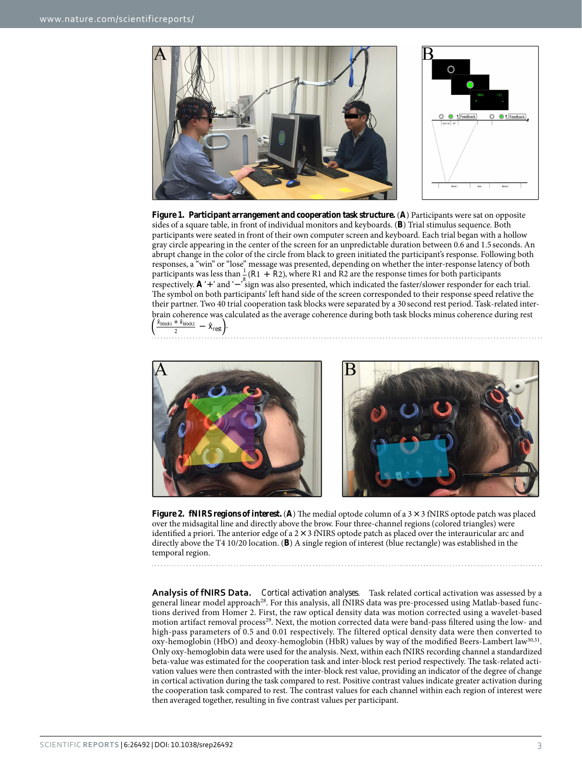**Figure 1. Participant arrangement and cooperation task structure.** (**A**) Participants were sat on opposite sides of a square table, in front of individual monitors and keyboards. (**B**) Trial stimulus sequence. Both participants were seated in front of their own computer screen and keyboard. Each trial began with a hollow gray circle appearing in the center of the screen for an unpredictable duration between 0.6 and 1.5 seconds. An abrupt change in the color of the circle from black to green initiated the participant's response. Following both responses, a "win" or "lose" message was presented, depending on whether the inter-response latency of both participants was less than $\frac{1}{8}(R1 + R2)$, where R1 and R2 are the response times for both participants respectively. **A** '+' and '−' sign was also presented, which indicated the faster/slower responder for each trial. The symbol on both participants' left hand side of the screen corresponded to their response speed relative the their partner. Two 40 trial cooperation task blocks were separated by a 30 second rest period. Task-related inter-brain coherence was calculated as the average coherence during both task blocks minus coherence during rest $\left(\frac{\bar{x}_{block1} + \bar{x}_{block2}}{2} - \bar{x}_{rest}\right)$.

**Figure 2. fNIRS regions of interest.** (**A**) The medial optode column of a 3 × 3 fNIRS optode patch was placed over the midsagital line and directly above the brow. Four three-channel regions (colored triangles) were identified a priori. The anterior edge of a 2 × 3 fNIRS optode patch as placed over the interauricular arc and directly above the T4 10/20 location. (**B**) A single region of interest (blue rectangle) was established in the temporal region.

**Analysis of fNIRS Data.** *Cortical activation analyses.* Task related cortical activation was assessed by a general linear model approach[28]. For this analysis, all fNIRS data was pre-processed using Matlab-based functions derived from Homer 2. First, the raw optical density data was motion corrected using a wavelet-based motion artifact removal process[29]. Next, the motion corrected data were band-pass filtered using the low- and high-pass parameters of 0.5 and 0.01 respectively. The filtered optical density data were then converted to oxy-hemoglobin (HbO) and deoxy-hemoglobin (HbR) values by way of the modified Beers-Lambert law[30,31]. Only oxy-hemoglobin data were used for the analysis. Next, within each fNIRS recording channel a standardized beta-value was estimated for the cooperation task and inter-block rest period respectively. The task-related activation values were then contrasted with the inter-block rest value, providing an indicator of the degree of change in cortical activation during the task compared to rest. Positive contrast values indicate greater activation during the cooperation task compared to rest. The contrast values for each channel within each region of interest were then averaged together, resulting in five contrast values per participant.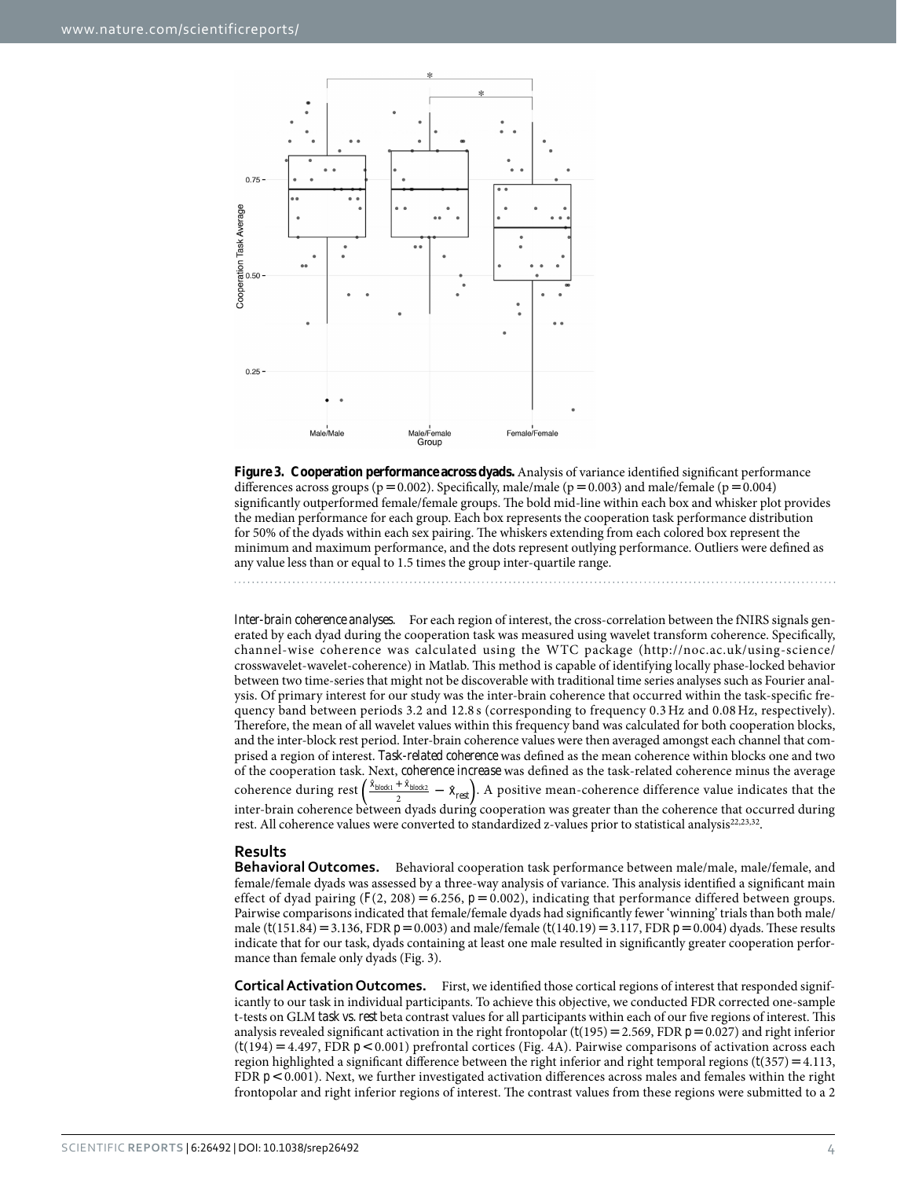*
*

0.75
0.50
0.25

Cooperation Task Average

Male/Male
Male/Female
Female/Female
Group

**Figure 3. Cooperation performance across dyads.** Analysis of variance identified significant performance differences across groups ($p = 0.002$). Specifically, male/male ($p = 0.003$) and male/female ($p = 0.004$) significantly outperformed female/female groups. The bold mid-line within each box and whisker plot provides the median performance for each group. Each box represents the cooperation task performance distribution for 50% of the dyads within each sex pairing. The whiskers extending from each colored box represent the minimum and maximum performance, and the dots represent outlying performance. Outliers were defined as any value less than or equal to 1.5 times the group inter-quartile range.

*Inter-brain coherence analyses.* For each region of interest, the cross-correlation between the fNIRS signals generated by each dyad during the cooperation task was measured using wavelet transform coherence. Specifically, channel-wise coherence was calculated using the WTC package (http://noc.ac.uk/using-science/crosswavelet-wavelet-coherence) in Matlab. This method is capable of identifying locally phase-locked behavior between two time-series that might not be discoverable with traditional time series analyses such as Fourier analysis. Of primary interest for our study was the inter-brain coherence that occurred within the task-specific frequency band between periods 3.2 and 12.8 s (corresponding to frequency 0.3 Hz and 0.08 Hz, respectively). Therefore, the mean of all wavelet values within this frequency band was calculated for both cooperation blocks, and the inter-block rest period. Inter-brain coherence values were then averaged amongst each channel that comprised a region of interest. *Task-related coherence* was defined as the mean coherence within blocks one and two of the cooperation task. Next, *coherence increase* was defined as the task-related coherence minus the average coherence during rest $\left(\frac{\bar{x}_{block1} + \bar{x}_{block2}}{2} - \bar{x}_{rest}\right)$. A positive mean-coherence difference value indicates that the inter-brain coherence between dyads during cooperation was greater than the coherence that occurred during rest. All coherence values were converted to standardized z-values prior to statistical analysis[22,23,32].

## Results

**Behavioral Outcomes.** Behavioral cooperation task performance between male/male, male/female, and female/female dyads was assessed by a three-way analysis of variance. This analysis identified a significant main effect of dyad pairing ($F(2, 208) = 6.256$, $p = 0.002$), indicating that performance differed between groups. Pairwise comparisons indicated that female/female dyads had significantly fewer 'winning' trials than both male/male ($t(151.84) = 3.136$, FDR $p = 0.003$) and male/female ($t(140.19) = 3.117$, FDR $p = 0.004$) dyads. These results indicate that for our task, dyads containing at least one male resulted in significantly greater cooperation performance than female only dyads (Fig. 3).

**Cortical Activation Outcomes.** First, we identified those cortical regions of interest that responded significantly to our task in individual participants. To achieve this objective, we conducted FDR corrected one-sample t-tests on GLM *task vs. rest* beta contrast values for all participants within each of our five regions of interest. This analysis revealed significant activation in the right frontopolar ($t(195) = 2.569$, FDR $p = 0.027$) and right inferior ($t(194) = 4.497$, FDR $p < 0.001$) prefrontal cortices (Fig. 4A). Pairwise comparisons of activation across each region highlighted a significant difference between the right inferior and right temporal regions ($t(357) = 4.113$, FDR $p < 0.001$). Next, we further investigated activation differences across males and females within the right frontopolar and right inferior regions of interest. The contrast values from these regions were submitted to a 2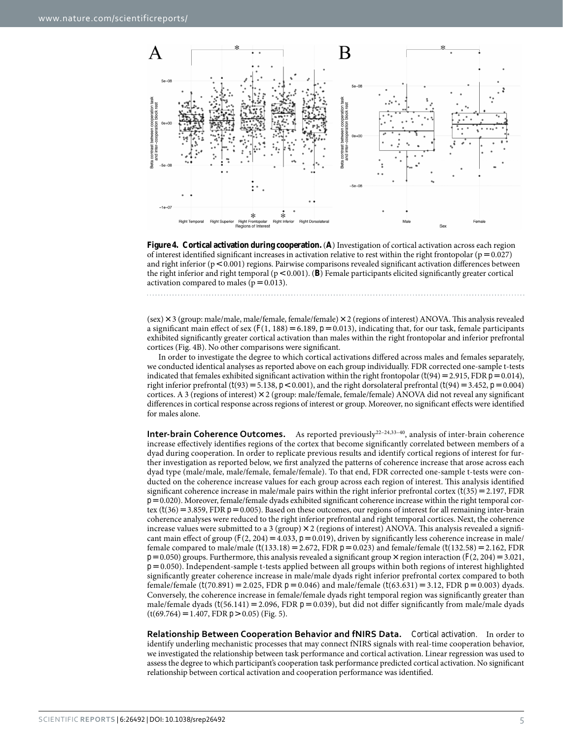A

5e−08

0e+00

−5e−08

−1e−07

Beta contrast between cooperation task and inter−cooperation block rest

Right Temporal Right Superior Right Frontopolar Right Inferior Right Dorsolateral

Regions of Interest

B

5e−08

0e+00

−5e−08

Beta contrast between cooperation task and inter−cooperation block rest

Male Female

Sex

**Figure 4. Cortical activation during cooperation.** (**A**) Investigation of cortical activation across each region of interest identified significant increases in activation relative to rest within the right frontopolar ($p = 0.027$) and right inferior ($p < 0.001$) regions. Pairwise comparisons revealed significant activation differences between the right inferior and right temporal ($p < 0.001$). (**B**) Female participants elicited significantly greater cortical activation compared to males ($p = 0.013$).

(sex) × 3 (group: male/male, male/female, female/female) × 2 (regions of interest) ANOVA. This analysis revealed a significant main effect of sex ($F(1, 188) = 6.189$, $p = 0.013$), indicating that, for our task, female participants exhibited significantly greater cortical activation than males within the right frontopolar and inferior prefrontal cortices (Fig. 4B). No other comparisons were significant.

In order to investigate the degree to which cortical activations differed across males and females separately, we conducted identical analyses as reported above on each group individually. FDR corrected one-sample t-tests indicated that females exhibited significant activation within the right frontopolar ($t(94) = 2.915$, FDR $p = 0.014$), right inferior prefrontal ($t(93) = 5.138$, $p < 0.001$), and the right dorsolateral prefrontal ($t(94) = 3.452$, $p = 0.004$) cortices. A 3 (regions of interest) × 2 (group: male/female, female/female) ANOVA did not reveal any significant differences in cortical response across regions of interest or group. Moreover, no significant effects were identified for males alone.

**Inter-brain Coherence Outcomes.** As reported previously[22–24,33–40], analysis of inter-brain coherence increase effectively identifies regions of the cortex that become significantly correlated between members of a dyad during cooperation. In order to replicate previous results and identify cortical regions of interest for further investigation as reported below, we first analyzed the patterns of coherence increase that arose across each dyad type (male/male, male/female, female/female). To that end, FDR corrected one-sample t-tests were conducted on the coherence increase values for each group across each region of interest. This analysis identified significant coherence increase in male/male pairs within the right inferior prefrontal cortex ($t(35) = 2.197$, FDR $p = 0.020$). Moreover, female/female dyads exhibited significant coherence increase within the right temporal cortex ($t(36) = 3.859$, FDR $p = 0.005$). Based on these outcomes, our regions of interest for all remaining inter-brain coherence analyses were reduced to the right inferior prefrontal and right temporal cortices. Next, the coherence increase values were submitted to a 3 (group) × 2 (regions of interest) ANOVA. This analysis revealed a significant main effect of group ($F(2, 204) = 4.033$, $p = 0.019$), driven by significantly less coherence increase in male/female compared to male/male ($t(133.18) = 2.672$, FDR $p = 0.023$) and female/female ($t(132.58) = 2.162$, FDR $p = 0.050$) groups. Furthermore, this analysis revealed a significant group × region interaction ($F(2, 204) = 3.021$, $p = 0.050$). Independent-sample t-tests applied between all groups within both regions of interest highlighted significantly greater coherence increase in male/male dyads right inferior prefrontal cortex compared to both female/female ($t(70.891) = 2.025$, FDR $p = 0.046$) and male/female ($t(63.631) = 3.12$, FDR $p = 0.003$) dyads. Conversely, the coherence increase in female/female dyads right temporal region was significantly greater than male/female dyads ($t(56.141) = 2.096$, FDR $p = 0.039$), but did not differ significantly from male/male dyads ($t(69.764) = 1.407$, FDR $p > 0.05$) (Fig. 5).

**Relationship Between Cooperation Behavior and fNIRS Data.** *Cortical activation.* In order to identify underling mechanistic processes that may connect fNIRS signals with real-time cooperation behavior, we investigated the relationship between task performance and cortical activation. Linear regression was used to assess the degree to which participant's cooperation task performance predicted cortical activation. No significant relationship between cortical activation and cooperation performance was identified.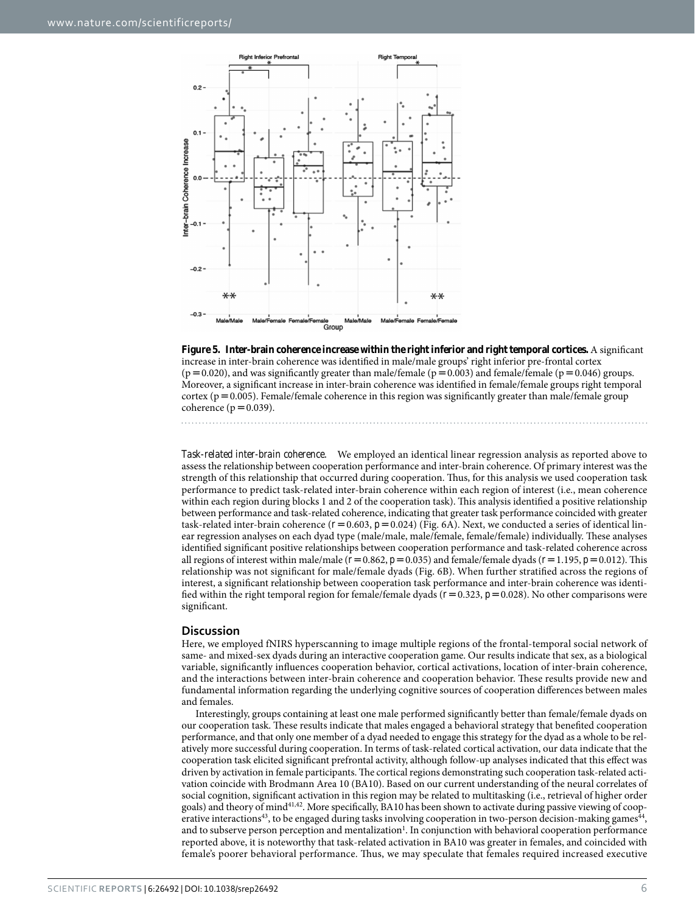Right Inferior Prefrontal

Right Temporal

Inter-brain Coherence Increase

0.2
0.1
0.0
−0.1
−0.2
−0.3

**
**

Male/Male Male/Female Female/Female Male/Male Male/Female Female/Female

Group

**Figure 5. Inter-brain coherence increase within the right inferior and right temporal cortices.** A significant increase in inter-brain coherence was identified in male/male groups' right inferior pre-frontal cortex ($p = 0.020$), and was significantly greater than male/female ($p = 0.003$) and female/female ($p = 0.046$) groups. Moreover, a significant increase in inter-brain coherence was identified in female/female groups right temporal cortex ($p = 0.005$). Female/female coherence in this region was significantly greater than male/female group coherence ($p = 0.039$).

*Task-related inter-brain coherence.* We employed an identical linear regression analysis as reported above to assess the relationship between cooperation performance and inter-brain coherence. Of primary interest was the strength of this relationship that occurred during cooperation. Thus, for this analysis we used cooperation task performance to predict task-related inter-brain coherence within each region of interest (i.e., mean coherence within each region during blocks 1 and 2 of the cooperation task). This analysis identified a positive relationship between performance and task-related coherence, indicating that greater task performance coincided with greater task-related inter-brain coherence ($r = 0.603$, $p = 0.024$) (Fig. 6A). Next, we conducted a series of identical linear regression analyses on each dyad type (male/male, male/female, female/female) individually. These analyses identified significant positive relationships between cooperation performance and task-related coherence across all regions of interest within male/male ($r = 0.862$, $p = 0.035$) and female/female dyads ($r = 1.195$, $p = 0.012$). This relationship was not significant for male/female dyads (Fig. 6B). When further stratified across the regions of interest, a significant relationship between cooperation task performance and inter-brain coherence was identified within the right temporal region for female/female dyads ($r = 0.323$, $p = 0.028$). No other comparisons were significant.

## Discussion

Here, we employed fNIRS hyperscanning to image multiple regions of the frontal-temporal social network of same- and mixed-sex dyads during an interactive cooperation game. Our results indicate that sex, as a biological variable, significantly influences cooperation behavior, cortical activations, location of inter-brain coherence, and the interactions between inter-brain coherence and cooperation behavior. These results provide new and fundamental information regarding the underlying cognitive sources of cooperation differences between males and females.

Interestingly, groups containing at least one male performed significantly better than female/female dyads on our cooperation task. These results indicate that males engaged a behavioral strategy that benefited cooperation performance, and that only one member of a dyad needed to engage this strategy for the dyad as a whole to be relatively more successful during cooperation. In terms of task-related cortical activation, our data indicate that the cooperation task elicited significant prefrontal activity, although follow-up analyses indicated that this effect was driven by activation in female participants. The cortical regions demonstrating such cooperation task-related activation coincide with Brodmann Area 10 (BA10). Based on our current understanding of the neural correlates of social cognition, significant activation in this region may be related to multitasking (i.e., retrieval of higher order goals) and theory of mind[41,42]. More specifically, BA10 has been shown to activate during passive viewing of cooperative interactions[43], to be engaged during tasks involving cooperation in two-person decision-making games[44], and to subserve person perception and mentalization[1]. In conjunction with behavioral cooperation performance reported above, it is noteworthy that task-related activation in BA10 was greater in females, and coincided with female's poorer behavioral performance. Thus, we may speculate that females required increased executive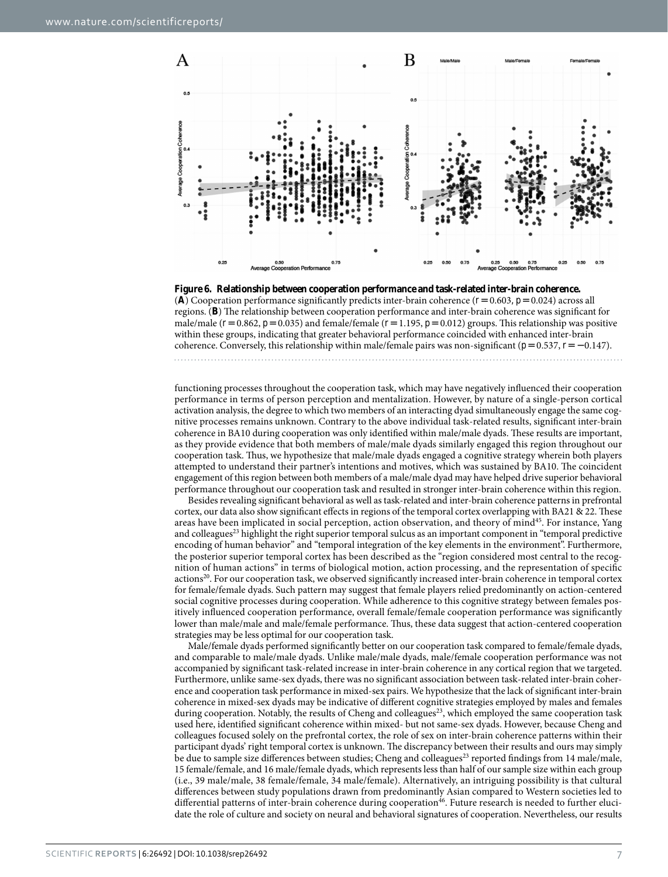A

0.5
0.4
0.3
0.25
0.50
0.75
Average Cooperation Coherence
Average Cooperation Performance

B

Male/Male
Male/Female
Female/Female
0.5
0.4
0.3
0.25 0.50 0.75
0.25 0.50 0.75
0.25 0.50 0.75
Average Cooperation Coherence
Average Cooperation Performance

**Figure 6. Relationship between cooperation performance and task-related inter-brain coherence.** (**A**) Cooperation performance significantly predicts inter-brain coherence ($r = 0.603$, $p = 0.024$) across all regions. (**B**) The relationship between cooperation performance and inter-brain coherence was significant for male/male ($r = 0.862$, $p = 0.035$) and female/female ($r = 1.195$, $p = 0.012$) groups. This relationship was positive within these groups, indicating that greater behavioral performance coincided with enhanced inter-brain coherence. Conversely, this relationship within male/female pairs was non-significant ($p = 0.537$, $r = -0.147$).

functioning processes throughout the cooperation task, which may have negatively influenced their cooperation performance in terms of person perception and mentalization. However, by nature of a single-person cortical activation analysis, the degree to which two members of an interacting dyad simultaneously engage the same cognitive processes remains unknown. Contrary to the above individual task-related results, significant inter-brain coherence in BA10 during cooperation was only identified within male/male dyads. These results are important, as they provide evidence that both members of male/male dyads similarly engaged this region throughout our cooperation task. Thus, we hypothesize that male/male dyads engaged a cognitive strategy wherein both players attempted to understand their partner's intentions and motives, which was sustained by BA10. The coincident engagement of this region between both members of a male/male dyad may have helped drive superior behavioral performance throughout our cooperation task and resulted in stronger inter-brain coherence within this region.

Besides revealing significant behavioral as well as task-related and inter-brain coherence patterns in prefrontal cortex, our data also show significant effects in regions of the temporal cortex overlapping with BA21 & 22. These areas have been implicated in social perception, action observation, and theory of mind[45]. For instance, Yang and colleagues[23] highlight the right superior temporal sulcus as an important component in "temporal predictive encoding of human behavior" and "temporal integration of the key elements in the environment". Furthermore, the posterior superior temporal cortex has been described as the "region considered most central to the recognition of human actions" in terms of biological motion, action processing, and the representation of specific actions[20]. For our cooperation task, we observed significantly increased inter-brain coherence in temporal cortex for female/female dyads. Such pattern may suggest that female players relied predominantly on action-centered social cognitive processes during cooperation. While adherence to this cognitive strategy between females positively influenced cooperation performance, overall female/female cooperation performance was significantly lower than male/male and male/female performance. Thus, these data suggest that action-centered cooperation strategies may be less optimal for our cooperation task.

Male/female dyads performed significantly better on our cooperation task compared to female/female dyads, and comparable to male/male dyads. Unlike male/male dyads, male/female cooperation performance was not accompanied by significant task-related increase in inter-brain coherence in any cortical region that we targeted. Furthermore, unlike same-sex dyads, there was no significant association between task-related inter-brain coherence and cooperation task performance in mixed-sex pairs. We hypothesize that the lack of significant inter-brain coherence in mixed-sex dyads may be indicative of different cognitive strategies employed by males and females during cooperation. Notably, the results of Cheng and colleagues[23], which employed the same cooperation task used here, identified significant coherence within mixed- but not same-sex dyads. However, because Cheng and colleagues focused solely on the prefrontal cortex, the role of sex on inter-brain coherence patterns within their participant dyads' right temporal cortex is unknown. The discrepancy between their results and ours may simply be due to sample size differences between studies; Cheng and colleagues[23] reported findings from 14 male/male, 15 female/female, and 16 male/female dyads, which represents less than half of our sample size within each group (i.e., 39 male/male, 38 female/female, 34 male/female). Alternatively, an intriguing possibility is that cultural differences between study populations drawn from predominantly Asian compared to Western societies led to differential patterns of inter-brain coherence during cooperation[46]. Future research is needed to further elucidate the role of culture and society on neural and behavioral signatures of cooperation. Nevertheless, our results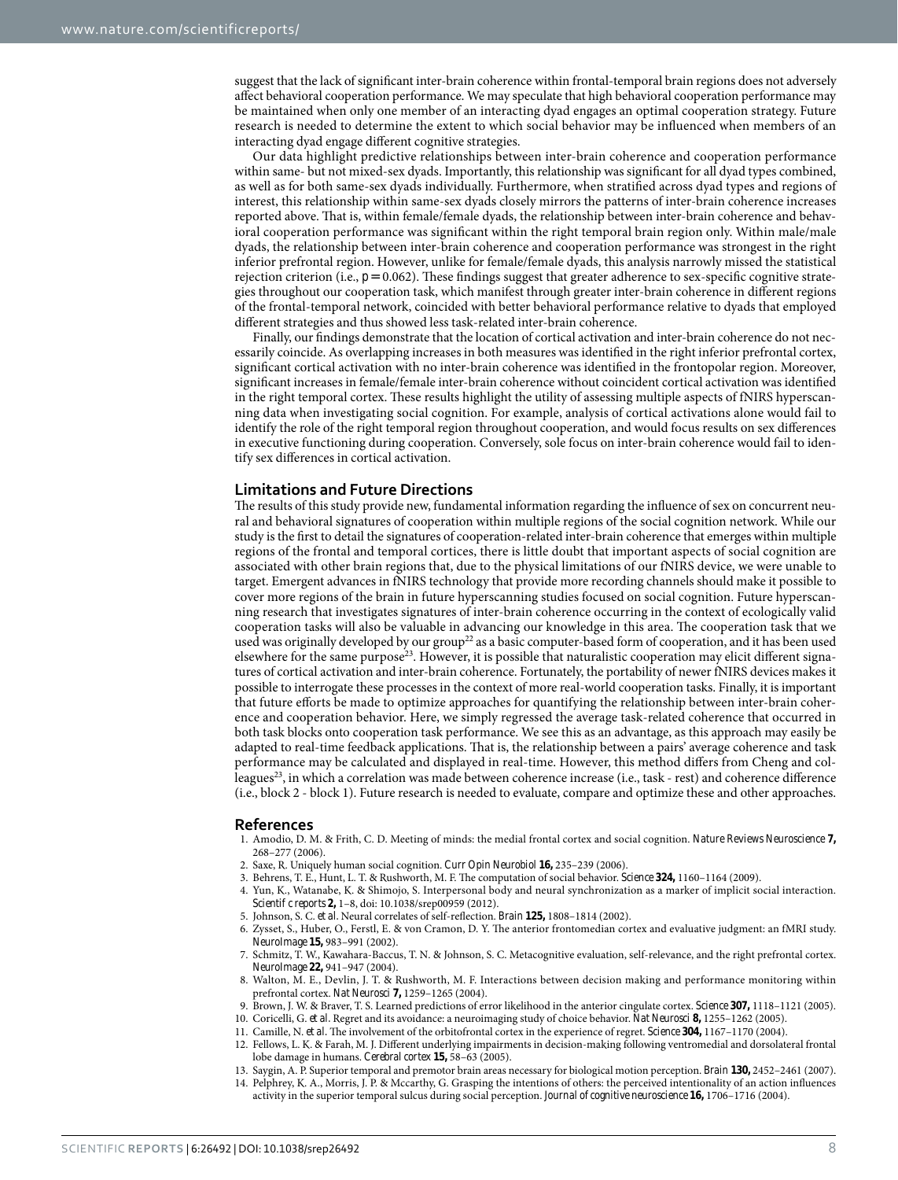suggest that the lack of significant inter-brain coherence within frontal-temporal brain regions does not adversely affect behavioral cooperation performance. We may speculate that high behavioral cooperation performance may be maintained when only one member of an interacting dyad engages an optimal cooperation strategy. Future research is needed to determine the extent to which social behavior may be influenced when members of an interacting dyad engage different cognitive strategies.

Our data highlight predictive relationships between inter-brain coherence and cooperation performance within same- but not mixed-sex dyads. Importantly, this relationship was significant for all dyad types combined, as well as for both same-sex dyads individually. Furthermore, when stratified across dyad types and regions of interest, this relationship within same-sex dyads closely mirrors the patterns of inter-brain coherence increases reported above. That is, within female/female dyads, the relationship between inter-brain coherence and behavioral cooperation performance was significant within the right temporal brain region only. Within male/male dyads, the relationship between inter-brain coherence and cooperation performance was strongest in the right inferior prefrontal region. However, unlike for female/female dyads, this analysis narrowly missed the statistical rejection criterion (i.e., $p = 0.062$). These findings suggest that greater adherence to sex-specific cognitive strategies throughout our cooperation task, which manifest through greater inter-brain coherence in different regions of the frontal-temporal network, coincided with better behavioral performance relative to dyads that employed different strategies and thus showed less task-related inter-brain coherence.

Finally, our findings demonstrate that the location of cortical activation and inter-brain coherence do not necessarily coincide. As overlapping increases in both measures was identified in the right inferior prefrontal cortex, significant cortical activation with no inter-brain coherence was identified in the frontopolar region. Moreover, significant increases in female/female inter-brain coherence without coincident cortical activation was identified in the right temporal cortex. These results highlight the utility of assessing multiple aspects of fNIRS hyperscanning data when investigating social cognition. For example, analysis of cortical activations alone would fail to identify the role of the right temporal region throughout cooperation, and would focus results on sex differences in executive functioning during cooperation. Conversely, sole focus on inter-brain coherence would fail to identify sex differences in cortical activation.

## Limitations and Future Directions

The results of this study provide new, fundamental information regarding the influence of sex on concurrent neural and behavioral signatures of cooperation within multiple regions of the social cognition network. While our study is the first to detail the signatures of cooperation-related inter-brain coherence that emerges within multiple regions of the frontal and temporal cortices, there is little doubt that important aspects of social cognition are associated with other brain regions that, due to the physical limitations of our fNIRS device, we were unable to target. Emergent advances in fNIRS technology that provide more recording channels should make it possible to cover more regions of the brain in future hyperscanning studies focused on social cognition. Future hyperscanning research that investigates signatures of inter-brain coherence occurring in the context of ecologically valid cooperation tasks will also be valuable in advancing our knowledge in this area. The cooperation task that we used was originally developed by our group[22] as a basic computer-based form of cooperation, and it has been used elsewhere for the same purpose[23]. However, it is possible that naturalistic cooperation may elicit different signatures of cortical activation and inter-brain coherence. Fortunately, the portability of newer fNIRS devices makes it possible to interrogate these processes in the context of more real-world cooperation tasks. Finally, it is important that future efforts be made to optimize approaches for quantifying the relationship between inter-brain coherence and cooperation behavior. Here, we simply regressed the average task-related coherence that occurred in both task blocks onto cooperation task performance. We see this as an advantage, as this approach may easily be adapted to real-time feedback applications. That is, the relationship between a pairs' average coherence and task performance may be calculated and displayed in real-time. However, this method differs from Cheng and colleagues[23], in which a correlation was made between coherence increase (i.e., task - rest) and coherence difference (i.e., block 2 - block 1). Future research is needed to evaluate, compare and optimize these and other approaches.

## References

1. Amodio, D. M. & Frith, C. D. Meeting of minds: the medial frontal cortex and social cognition. *Nature Reviews Neuroscience* **7,** 268–277 (2006).
2. Saxe, R. Uniquely human social cognition. *Curr Opin Neurobiol* **16,** 235–239 (2006).
3. Behrens, T. E., Hunt, L. T. & Rushworth, M. F. The computation of social behavior. *Science* **324,** 1160–1164 (2009).
4. Yun, K., Watanabe, K. & Shimojo, S. Interpersonal body and neural synchronization as a marker of implicit social interaction. *Scientif c reports* **2,** 1–8, doi: 10.1038/srep00959 (2012).
5. Johnson, S. C. *et al.* Neural correlates of self-reflection. *Brain* **125,** 1808–1814 (2002).
6. Zysset, S., Huber, O., Ferstl, E. & von Cramon, D. Y. The anterior frontomedian cortex and evaluative judgment: an fMRI study. *NeuroImage* **15,** 983–991 (2002).
7. Schmitz, T. W., Kawahara-Baccus, T. N. & Johnson, S. C. Metacognitive evaluation, self-relevance, and the right prefrontal cortex. *NeuroImage* **22,** 941–947 (2004).
8. Walton, M. E., Devlin, J. T. & Rushworth, M. F. Interactions between decision making and performance monitoring within prefrontal cortex. *Nat Neurosci* **7,** 1259–1265 (2004).
9. Brown, J. W. & Braver, T. S. Learned predictions of error likelihood in the anterior cingulate cortex. *Science* **307,** 1118–1121 (2005).
10. Coricelli, G. *et al.* Regret and its avoidance: a neuroimaging study of choice behavior. *Nat Neurosci* **8,** 1255–1262 (2005).
11. Camille, N. *et al.* The involvement of the orbitofrontal cortex in the experience of regret. *Science* **304,** 1167–1170 (2004).
12. Fellows, L. K. & Farah, M. J. Different underlying impairments in decision-making following ventromedial and dorsolateral frontal lobe damage in humans. *Cerebral cortex* **15,** 58–63 (2005).
13. Saygin, A. P. Superior temporal and premotor brain areas necessary for biological motion perception. *Brain* **130,** 2452–2461 (2007).
14. Pelphrey, K. A., Morris, J. P. & Mccarthy, G. Grasping the intentions of others: the perceived intentionality of an action influences activity in the superior temporal sulcus during social perception. *Journal of cognitive neuroscience* **16,** 1706–1716 (2004).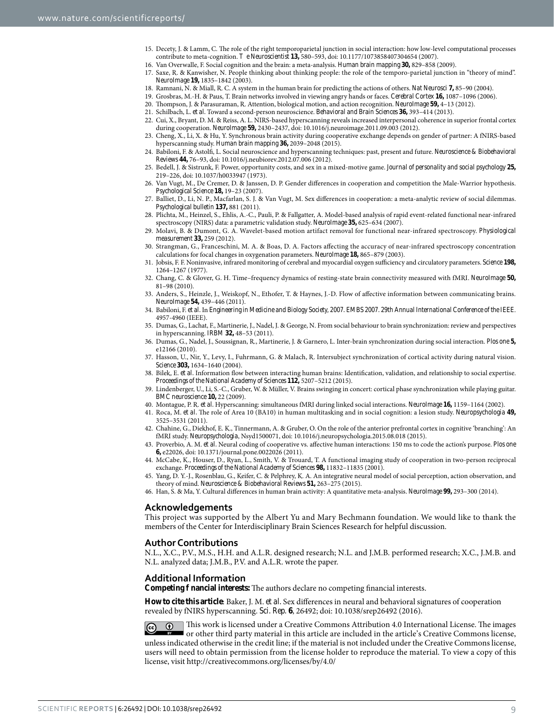15. Decety, J. & Lamm, C. The role of the right temporoparietal junction in social interaction: how low-level computational processes contribute to meta-cognition. *The Neuroscientist* **13,** 580–593, doi: 10.1177/1073858407304654 (2007).
16. Van Overwalle, F. Social cognition and the brain: a meta-analysis. *Human brain mapping* **30,** 829–858 (2009).
17. Saxe, R. & Kanwisher, N. People thinking about thinking people: the role of the temporo-parietal junction in "theory of mind". *NeuroImage* **19,** 1835–1842 (2003).
18. Ramnani, N. & Miall, R. C. A system in the human brain for predicting the actions of others. *Nat Neurosci* **7,** 85–90 (2004).
19. Grosbras, M.-H. & Paus, T. Brain networks involved in viewing angry hands or faces. *Cerebral Cortex* **16,** 1087–1096 (2006).
20. Thompson, J. & Parasuraman, R. Attention, biological motion, and action recognition. *NeuroImage* **59,** 4–13 (2012).
21. Schilbach, L. *et al.* Toward a second-person neuroscience. *Behavioral and Brain Sciences* **36,** 393–414 (2013).
22. Cui, X., Bryant, D. M. & Reiss, A. L. NIRS-based hyperscanning reveals increased interpersonal coherence in superior frontal cortex during cooperation. *NeuroImage* **59,** 2430–2437, doi: 10.1016/j.neuroimage.2011.09.003 (2012).
23. Cheng, X., Li, X. & Hu, Y. Synchronous brain activity during cooperative exchange depends on gender of partner: A fNIRS-based hyperscanning study. *Human brain mapping* **36,** 2039–2048 (2015).
24. Babiloni, F. & Astolfi, L. Social neuroscience and hyperscanning techniques: past, present and future. *Neuroscience & Biobehavioral Reviews* **44,** 76–93, doi: 10.1016/j.neubiorev.2012.07.006 (2012).
25. Bedell, J. & Sistrunk, F. Power, opportunity costs, and sex in a mixed-motive game. *Journal of personality and social psychology* **25,** 219–226, doi: 10.1037/h0033947 (1973).
26. Van Vugt, M., De Cremer, D. & Janssen, D. P. Gender differences in cooperation and competition the Male-Warrior hypothesis. *Psychological Science* **18,** 19–23 (2007).
27. Balliet, D., Li, N. P., Macfarlan, S. J. & Van Vugt, M. Sex differences in cooperation: a meta-analytic review of social dilemmas. *Psychological bulletin* **137,** 881 (2011).
28. Plichta, M., Heinzel, S., Ehlis, A.-C., Pauli, P. & Fallgatter, A. Model-based analysis of rapid event-related functional near-infrared spectroscopy (NIRS) data: a parametric validation study. *NeuroImage* **35,** 625–634 (2007).
29. Molavi, B. & Dumont, G. A. Wavelet-based motion artifact removal for functional near-infrared spectroscopy. *Physiological measurement* **33,** 259 (2012).
30. Strangman, G., Franceschini, M. A. & Boas, D. A. Factors affecting the accuracy of near-infrared spectroscopy concentration calculations for focal changes in oxygenation parameters. *NeuroImage* **18,** 865–879 (2003).
31. Jobsis, F. F. Noninvasive, infrared monitoring of cerebral and myocardial oxygen sufficiency and circulatory parameters. *Science* **198,** 1264–1267 (1977).
32. Chang, C. & Glover, G. H. Time–frequency dynamics of resting-state brain connectivity measured with fMRI. *NeuroImage* **50,** 81–98 (2010).
33. Anders, S., Heinzle, J., Weiskopf, N., Ethofer, T. & Haynes, J.-D. Flow of affective information between communicating brains. *NeuroImage* **54,** 439–446 (2011).
34. Babiloni, F. *et al.* In *Engineering in Medicine and Biology Society, 2007. EMBS 2007. 29th Annual International Conference of the IEEE.* 4957-4960 (IEEE).
35. Dumas, G., Lachat, F., Martinerie, J., Nadel, J. & George, N. From social behaviour to brain synchronization: review and perspectives in hyperscanning. *IRBM* **32,** 48–53 (2011).
36. Dumas, G., Nadel, J., Soussignan, R., Martinerie, J. & Garnero, L. Inter-brain synchronization during social interaction. *Plos one* **5,** e12166 (2010).
37. Hasson, U., Nir, Y., Levy, I., Fuhrmann, G. & Malach, R. Intersubject synchronization of cortical activity during natural vision. *Science* **303,** 1634–1640 (2004).
38. Bilek, E. *et al.* Information flow between interacting human brains: Identification, validation, and relationship to social expertise. *Proceedings of the National Academy of Sciences* **112,** 5207–5212 (2015).
39. Lindenberger, U., Li, S.-C., Gruber, W. & Müller, V. Brains swinging in concert: cortical phase synchronization while playing guitar. *BMC neuroscience* **10,** 22 (2009).
40. Montague, P. R. *et al.* Hyperscanning: simultaneous fMRI during linked social interactions. *NeuroImage* **16,** 1159–1164 (2002).
41. Roca, M. *et al.* The role of Area 10 (BA10) in human multitasking and in social cognition: a lesion study. *Neuropsychologia* **49,** 3525–3531 (2011).
42. Chahine, G., Diekhof, E. K., Tinnermann, A. & Gruber, O. On the role of the anterior prefrontal cortex in cognitive 'branching': An fMRI study. *Neuropsychologia*, Nsyd1500071, doi: 10.1016/j.neuropsychologia.2015.08.018 (2015).
43. Proverbio, A. M. *et al.* Neural coding of cooperative vs. affective human interactions: 150 ms to code the action's purpose. *Plos one* **6,** e22026, doi: 10.1371/journal.pone.0022026 (2011).
44. McCabe, K., Houser, D., Ryan, L., Smith, V. & Trouard, T. A functional imaging study of cooperation in two-person reciprocal exchange. *Proceedings of the National Academy of Sciences* **98,** 11832–11835 (2001).
45. Yang, D. Y.-J., Rosenblau, G., Keifer, C. & Pelphrey, K. A. An integrative neural model of social perception, action observation, and theory of mind. *Neuroscience & Biobehavioral Reviews* **51,** 263–275 (2015).
46. Han, S. & Ma, Y. Cultural differences in human brain activity: A quantitative meta-analysis. *NeuroImage* **99,** 293–300 (2014).

## Acknowledgements

This project was supported by the Albert Yu and Mary Bechmann foundation. We would like to thank the members of the Center for Interdisciplinary Brain Sciences Research for helpful discussion.

## Author Contributions

N.L., X.C., P.V., M.S., H.H. and A.L.R. designed research; N.L. and J.M.B. performed research; X.C., J.M.B. and N.L. analyzed data; J.M.B., P.V. and A.L.R. wrote the paper.

## Additional Information

**Competing financial interests:** The authors declare no competing financial interests.

**How to cite this article**: Baker, J. M. *et al.* Sex differences in neural and behavioral signatures of cooperation revealed by fNIRS hyperscanning. *Sci. Rep.* **6**, 26492; doi: 10.1038/srep26492 (2016).

This work is licensed under a Creative Commons Attribution 4.0 International License. The images or other third party material in this article are included in the article's Creative Commons license, unless indicated otherwise in the credit line; if the material is not included under the Creative Commons license, users will need to obtain permission from the license holder to reproduce the material. To view a copy of this license, visit http://creativecommons.org/licenses/by/4.0/